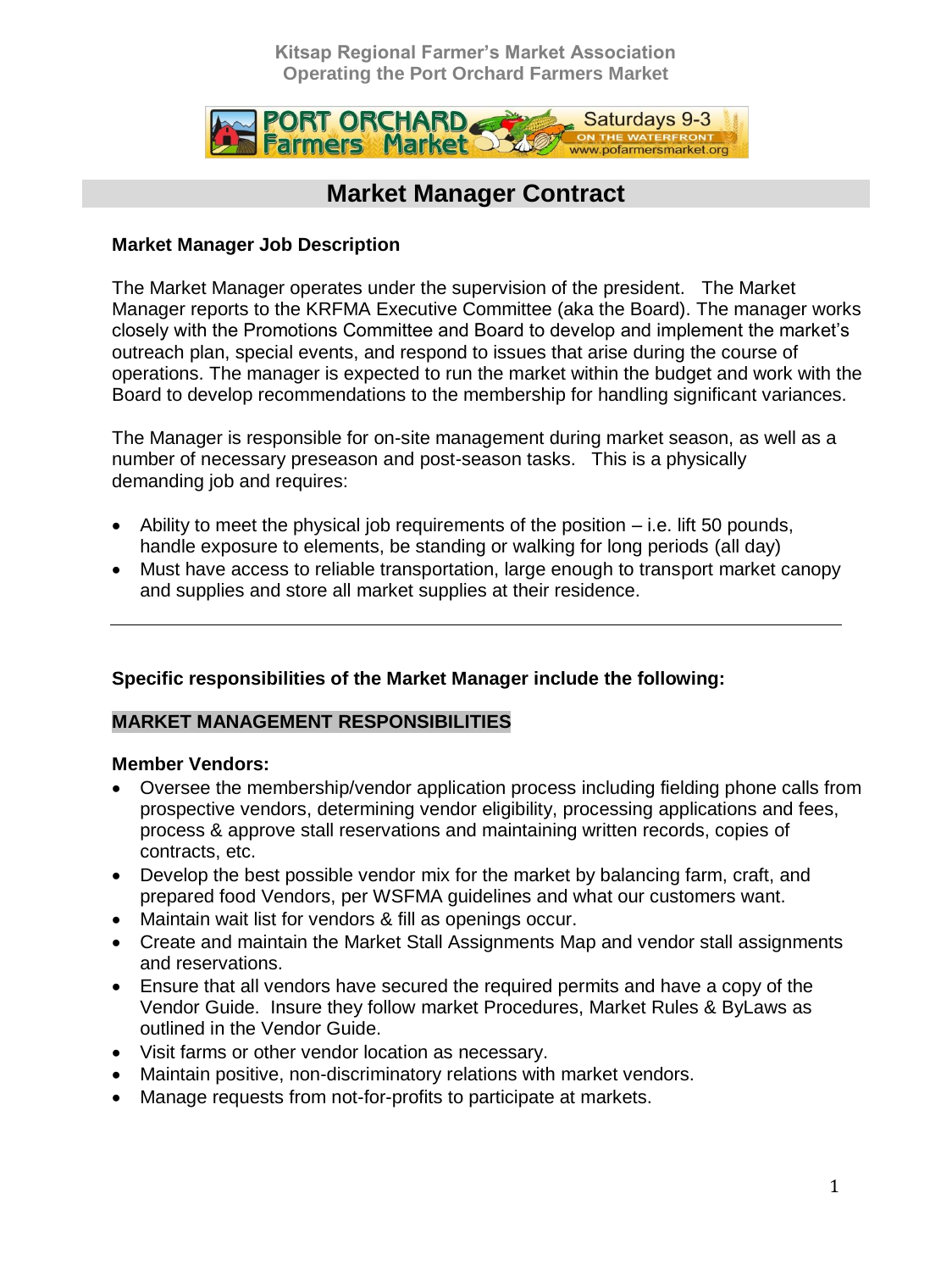Kitsap Regional Farmer's Market Association
Operating the Port Orchard Farmers Market

# Market Manager Contract

### Market Manager Job Description

The Market Manager operates under the supervision of the president. The Market Manager reports to the KRFMA Executive Committee (aka the Board). The manager works closely with the Promotions Committee and Board to develop and implement the market's outreach plan, special events, and respond to issues that arise during the course of operations. The manager is expected to run the market within the budget and work with the Board to develop recommendations to the membership for handling significant variances.

The Manager is responsible for on-site management during market season, as well as a number of necessary preseason and post-season tasks. This is a physically demanding job and requires:

- Ability to meet the physical job requirements of the position – i.e. lift 50 pounds, handle exposure to elements, be standing or walking for long periods (all day)
- Must have access to reliable transportation, large enough to transport market canopy and supplies and store all market supplies at their residence.

---

### Specific responsibilities of the Market Manager include the following:

## MARKET MANAGEMENT RESPONSIBILITIES

**Member Vendors:**

- Oversee the membership/vendor application process including fielding phone calls from prospective vendors, determining vendor eligibility, processing applications and fees, process & approve stall reservations and maintaining written records, copies of contracts, etc.
- Develop the best possible vendor mix for the market by balancing farm, craft, and prepared food Vendors, per WSFMA guidelines and what our customers want.
- Maintain wait list for vendors & fill as openings occur.
- Create and maintain the Market Stall Assignments Map and vendor stall assignments and reservations.
- Ensure that all vendors have secured the required permits and have a copy of the Vendor Guide. Insure they follow market Procedures, Market Rules & ByLaws as outlined in the Vendor Guide.
- Visit farms or other vendor location as necessary.
- Maintain positive, non-discriminatory relations with market vendors.
- Manage requests from not-for-profits to participate at markets.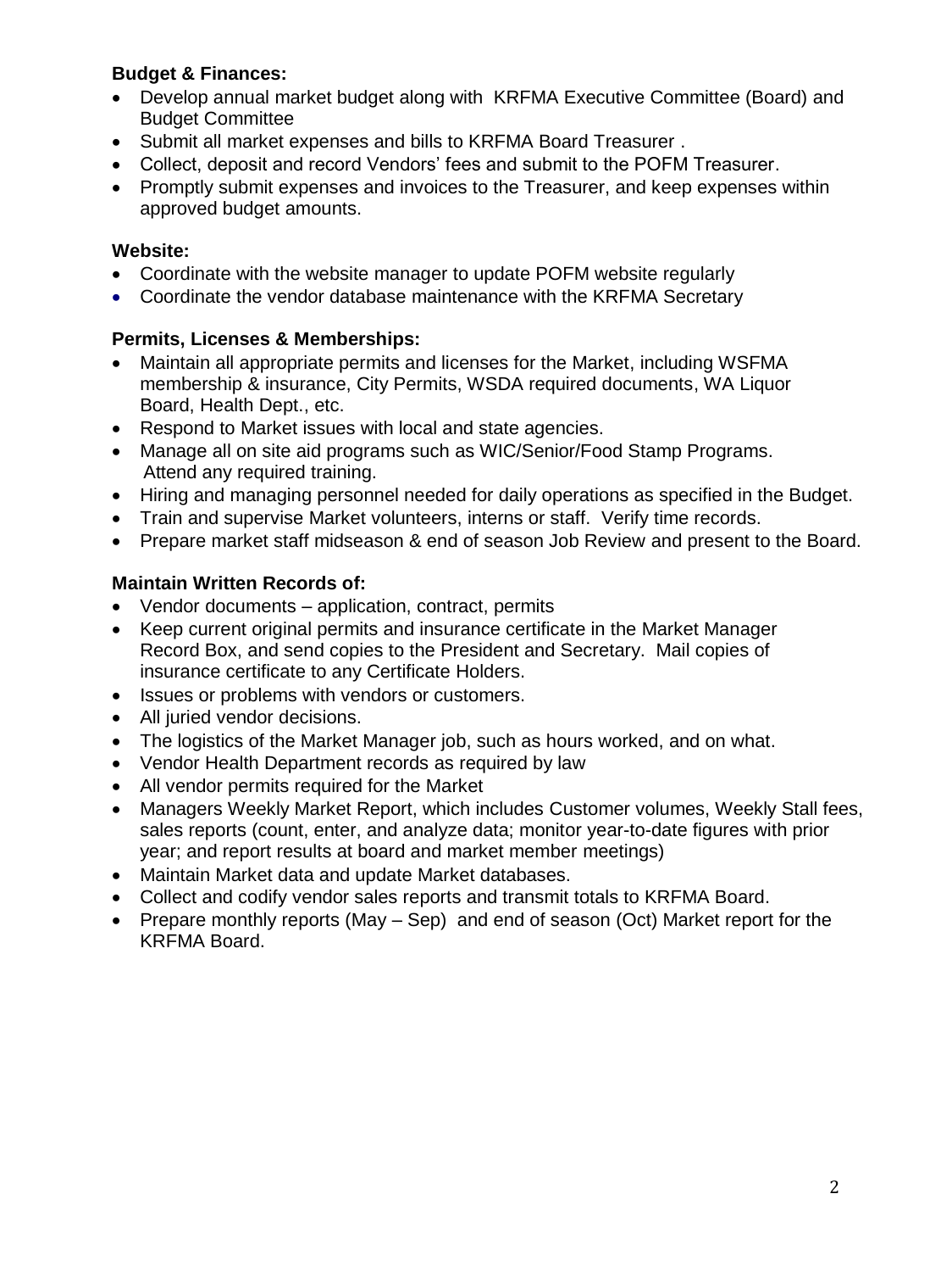**Budget & Finances:**

- Develop annual market budget along with KRFMA Executive Committee (Board) and Budget Committee
- Submit all market expenses and bills to KRFMA Board Treasurer .
- Collect, deposit and record Vendors' fees and submit to the POFM Treasurer.
- Promptly submit expenses and invoices to the Treasurer, and keep expenses within approved budget amounts.

**Website:**

- Coordinate with the website manager to update POFM website regularly
- Coordinate the vendor database maintenance with the KRFMA Secretary

**Permits, Licenses & Memberships:**

- Maintain all appropriate permits and licenses for the Market, including WSFMA membership & insurance, City Permits, WSDA required documents, WA Liquor Board, Health Dept., etc.
- Respond to Market issues with local and state agencies.
- Manage all on site aid programs such as WIC/Senior/Food Stamp Programs. Attend any required training.
- Hiring and managing personnel needed for daily operations as specified in the Budget.
- Train and supervise Market volunteers, interns or staff. Verify time records.
- Prepare market staff midseason & end of season Job Review and present to the Board.

**Maintain Written Records of:**

- Vendor documents – application, contract, permits
- Keep current original permits and insurance certificate in the Market Manager Record Box, and send copies to the President and Secretary. Mail copies of insurance certificate to any Certificate Holders.
- Issues or problems with vendors or customers.
- All juried vendor decisions.
- The logistics of the Market Manager job, such as hours worked, and on what.
- Vendor Health Department records as required by law
- All vendor permits required for the Market
- Managers Weekly Market Report, which includes Customer volumes, Weekly Stall fees, sales reports (count, enter, and analyze data; monitor year-to-date figures with prior year; and report results at board and market member meetings)
- Maintain Market data and update Market databases.
- Collect and codify vendor sales reports and transmit totals to KRFMA Board.
- Prepare monthly reports (May – Sep) and end of season (Oct) Market report for the KRFMA Board.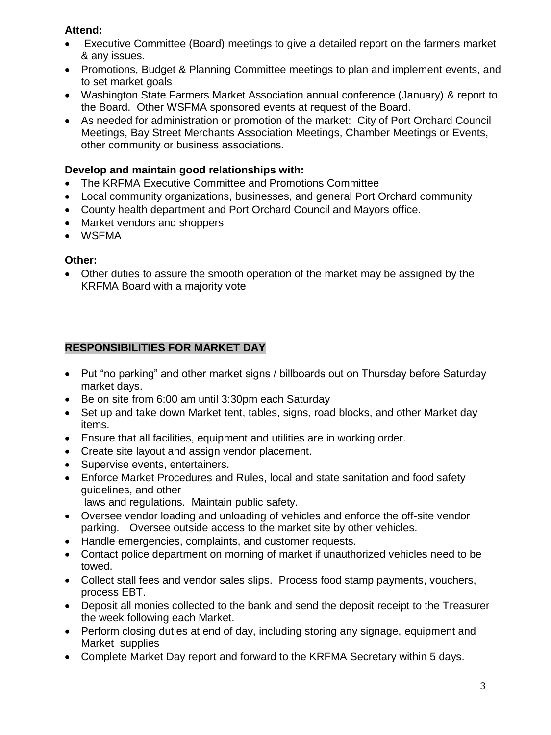**Attend:**

- Executive Committee (Board) meetings to give a detailed report on the farmers market & any issues.
- Promotions, Budget & Planning Committee meetings to plan and implement events, and to set market goals
- Washington State Farmers Market Association annual conference (January) & report to the Board. Other WSFMA sponsored events at request of the Board.
- As needed for administration or promotion of the market: City of Port Orchard Council Meetings, Bay Street Merchants Association Meetings, Chamber Meetings or Events, other community or business associations.

**Develop and maintain good relationships with:**

- The KRFMA Executive Committee and Promotions Committee
- Local community organizations, businesses, and general Port Orchard community
- County health department and Port Orchard Council and Mayors office.
- Market vendors and shoppers
- WSFMA

**Other:**

- Other duties to assure the smooth operation of the market may be assigned by the KRFMA Board with a majority vote

**RESPONSIBILITIES FOR MARKET DAY**

- Put "no parking" and other market signs / billboards out on Thursday before Saturday market days.
- Be on site from 6:00 am until 3:30pm each Saturday
- Set up and take down Market tent, tables, signs, road blocks, and other Market day items.
- Ensure that all facilities, equipment and utilities are in working order.
- Create site layout and assign vendor placement.
- Supervise events, entertainers.
- Enforce Market Procedures and Rules, local and state sanitation and food safety guidelines, and other laws and regulations. Maintain public safety.
- Oversee vendor loading and unloading of vehicles and enforce the off-site vendor parking. Oversee outside access to the market site by other vehicles.
- Handle emergencies, complaints, and customer requests.
- Contact police department on morning of market if unauthorized vehicles need to be towed.
- Collect stall fees and vendor sales slips. Process food stamp payments, vouchers, process EBT.
- Deposit all monies collected to the bank and send the deposit receipt to the Treasurer the week following each Market.
- Perform closing duties at end of day, including storing any signage, equipment and Market supplies
- Complete Market Day report and forward to the KRFMA Secretary within 5 days.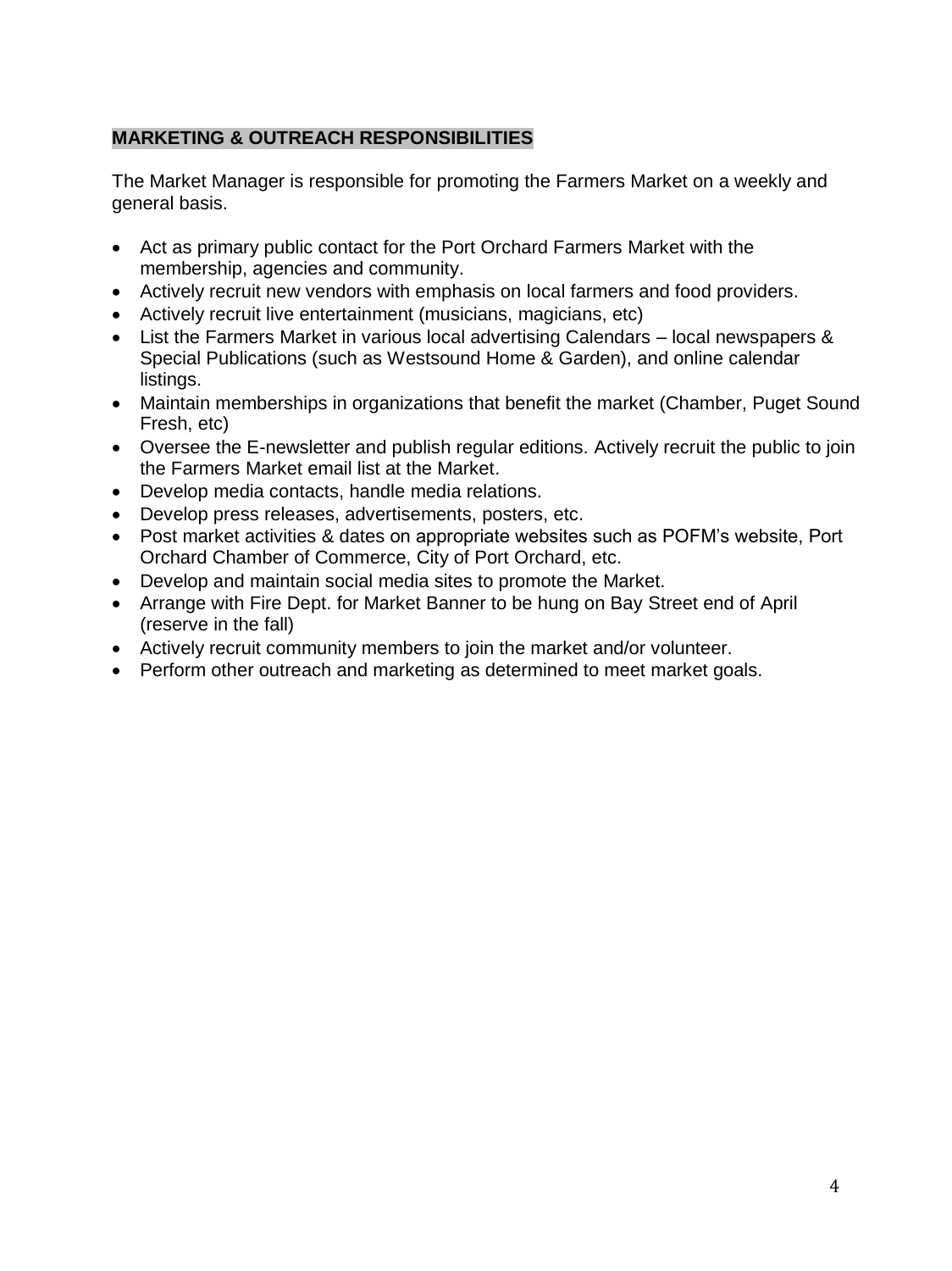## MARKETING & OUTREACH RESPONSIBILITIES

The Market Manager is responsible for promoting the Farmers Market on a weekly and general basis.

- Act as primary public contact for the Port Orchard Farmers Market with the membership, agencies and community.
- Actively recruit new vendors with emphasis on local farmers and food providers.
- Actively recruit live entertainment (musicians, magicians, etc)
- List the Farmers Market in various local advertising Calendars – local newspapers & Special Publications (such as Westsound Home & Garden), and online calendar listings.
- Maintain memberships in organizations that benefit the market (Chamber, Puget Sound Fresh, etc)
- Oversee the E-newsletter and publish regular editions. Actively recruit the public to join the Farmers Market email list at the Market.
- Develop media contacts, handle media relations.
- Develop press releases, advertisements, posters, etc.
- Post market activities & dates on appropriate websites such as POFM's website, Port Orchard Chamber of Commerce, City of Port Orchard, etc.
- Develop and maintain social media sites to promote the Market.
- Arrange with Fire Dept. for Market Banner to be hung on Bay Street end of April (reserve in the fall)
- Actively recruit community members to join the market and/or volunteer.
- Perform other outreach and marketing as determined to meet market goals.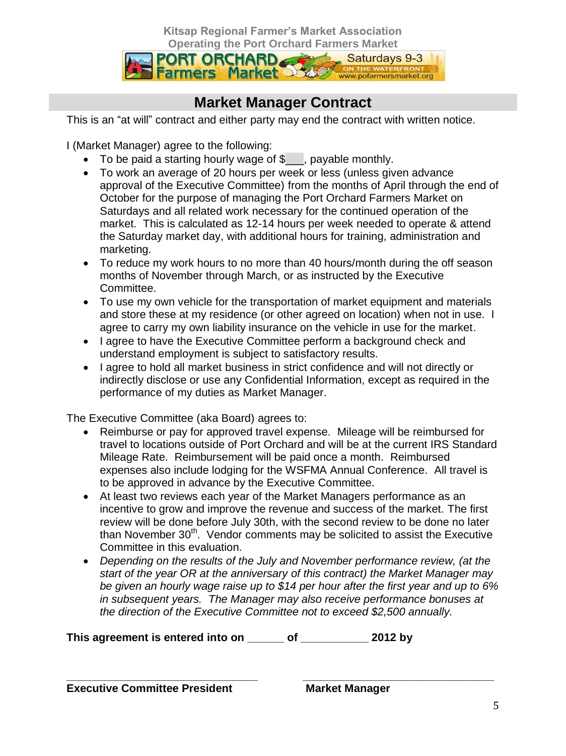Kitsap Regional Farmer's Market Association
Operating the Port Orchard Farmers Market

PORT ORCHARD Farmers Market — Saturdays 9-3 — ON THE WATERFRONT — www.pofarmersmarket.org

## Market Manager Contract

This is an "at will" contract and either party may end the contract with written notice.

I (Market Manager) agree to the following:

- To be paid a starting hourly wage of $___, payable monthly.
- To work an average of 20 hours per week or less (unless given advance approval of the Executive Committee) from the months of April through the end of October for the purpose of managing the Port Orchard Farmers Market on Saturdays and all related work necessary for the continued operation of the market. This is calculated as 12-14 hours per week needed to operate & attend the Saturday market day, with additional hours for training, administration and marketing.
- To reduce my work hours to no more than 40 hours/month during the off season months of November through March, or as instructed by the Executive Committee.
- To use my own vehicle for the transportation of market equipment and materials and store these at my residence (or other agreed on location) when not in use. I agree to carry my own liability insurance on the vehicle in use for the market.
- I agree to have the Executive Committee perform a background check and understand employment is subject to satisfactory results.
- I agree to hold all market business in strict confidence and will not directly or indirectly disclose or use any Confidential Information, except as required in the performance of my duties as Market Manager.

The Executive Committee (aka Board) agrees to:

- Reimburse or pay for approved travel expense. Mileage will be reimbursed for travel to locations outside of Port Orchard and will be at the current IRS Standard Mileage Rate. Reimbursement will be paid once a month. Reimbursed expenses also include lodging for the WSFMA Annual Conference. All travel is to be approved in advance by the Executive Committee.
- At least two reviews each year of the Market Managers performance as an incentive to grow and improve the revenue and success of the market. The first review will be done before July 30th, with the second review to be done no later than November 30th. Vendor comments may be solicited to assist the Executive Committee in this evaluation.
- *Depending on the results of the July and November performance review, (at the start of the year OR at the anniversary of this contract) the Market Manager may be given an hourly wage raise up to $14 per hour after the first year and up to 6% in subsequent years. The Manager may also receive performance bonuses at the direction of the Executive Committee not to exceed $2,500 annually.*

**This agreement is entered into on ______ of ___________ 2012 by**

_________________________________ &nbsp;&nbsp;&nbsp;&nbsp; _________________________________

**Executive Committee President** &nbsp;&nbsp;&nbsp;&nbsp; **Market Manager**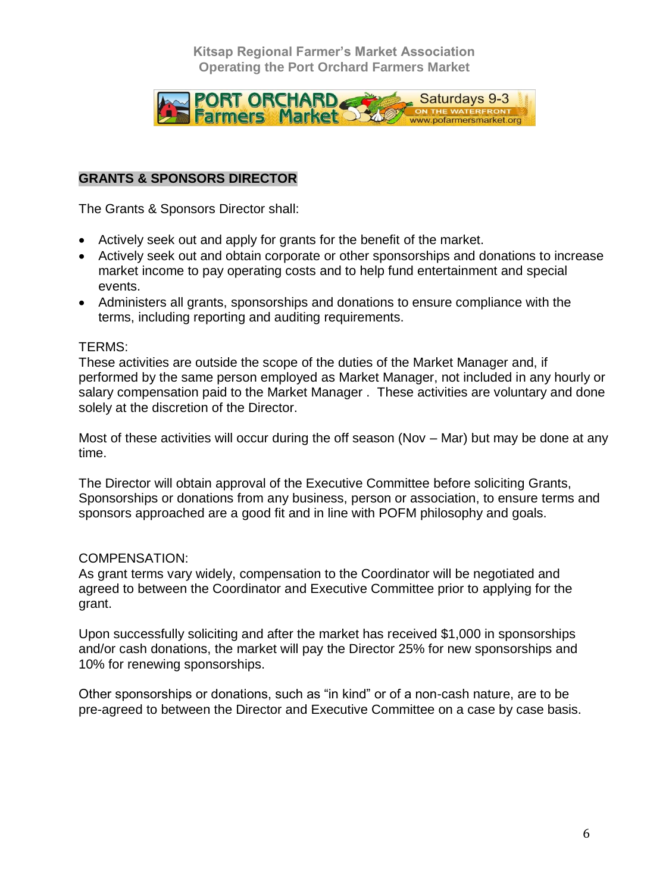Kitsap Regional Farmer's Market Association
Operating the Port Orchard Farmers Market

PORT ORCHARD Farmers Market Saturdays 9-3 ON THE WATERFRONT www.pofarmersmarket.org

## GRANTS & SPONSORS DIRECTOR

The Grants & Sponsors Director shall:

- Actively seek out and apply for grants for the benefit of the market.
- Actively seek out and obtain corporate or other sponsorships and donations to increase market income to pay operating costs and to help fund entertainment and special events.
- Administers all grants, sponsorships and donations to ensure compliance with the terms, including reporting and auditing requirements.

TERMS:
These activities are outside the scope of the duties of the Market Manager and, if performed by the same person employed as Market Manager, not included in any hourly or salary compensation paid to the Market Manager . These activities are voluntary and done solely at the discretion of the Director.

Most of these activities will occur during the off season (Nov – Mar) but may be done at any time.

The Director will obtain approval of the Executive Committee before soliciting Grants, Sponsorships or donations from any business, person or association, to ensure terms and sponsors approached are a good fit and in line with POFM philosophy and goals.

COMPENSATION:
As grant terms vary widely, compensation to the Coordinator will be negotiated and agreed to between the Coordinator and Executive Committee prior to applying for the grant.

Upon successfully soliciting and after the market has received $1,000 in sponsorships and/or cash donations, the market will pay the Director 25% for new sponsorships and 10% for renewing sponsorships.

Other sponsorships or donations, such as "in kind" or of a non-cash nature, are to be pre-agreed to between the Director and Executive Committee on a case by case basis.